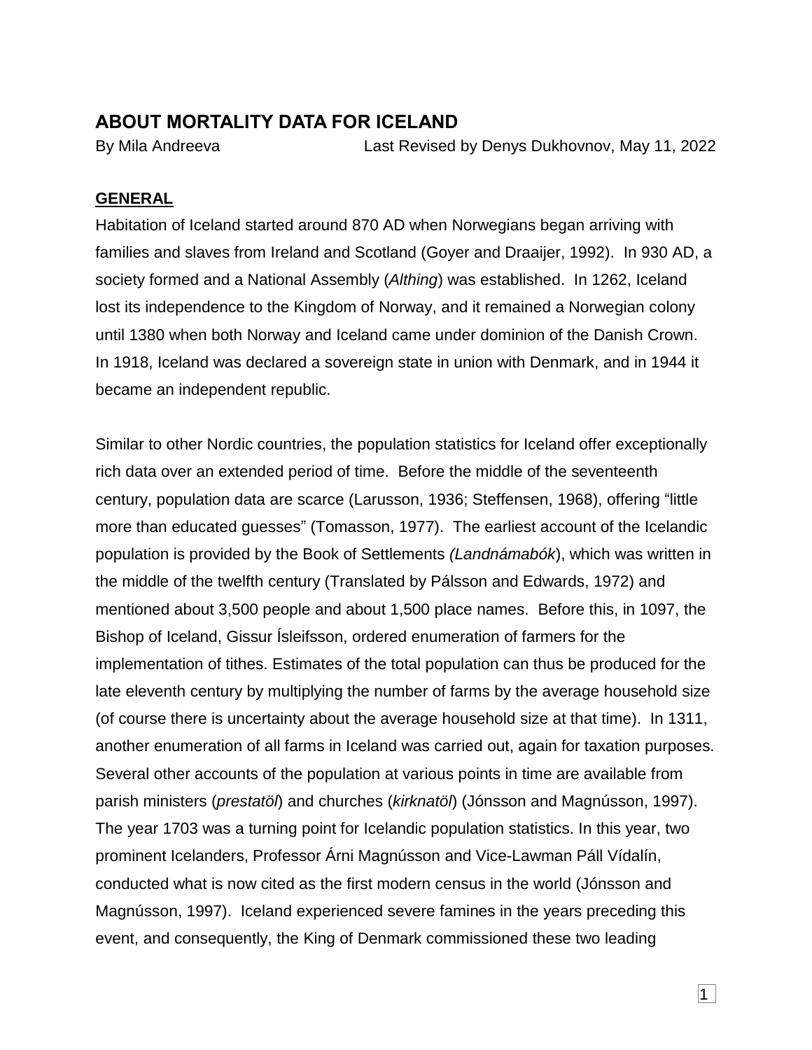# ABOUT MORTALITY DATA FOR ICELAND

By Mila Andreeva Last Revised by Denys Dukhovnov, May 11, 2022

## GENERAL

Habitation of Iceland started around 870 AD when Norwegians began arriving with families and slaves from Ireland and Scotland (Goyer and Draaijer, 1992). In 930 AD, a society formed and a National Assembly (*Althing*) was established. In 1262, Iceland lost its independence to the Kingdom of Norway, and it remained a Norwegian colony until 1380 when both Norway and Iceland came under dominion of the Danish Crown. In 1918, Iceland was declared a sovereign state in union with Denmark, and in 1944 it became an independent republic.

Similar to other Nordic countries, the population statistics for Iceland offer exceptionally rich data over an extended period of time. Before the middle of the seventeenth century, population data are scarce (Larusson, 1936; Steffensen, 1968), offering "little more than educated guesses" (Tomasson, 1977). The earliest account of the Icelandic population is provided by the Book of Settlements *(Landnámabók*), which was written in the middle of the twelfth century (Translated by Pálsson and Edwards, 1972) and mentioned about 3,500 people and about 1,500 place names. Before this, in 1097, the Bishop of Iceland, Gissur Ísleifsson, ordered enumeration of farmers for the implementation of tithes. Estimates of the total population can thus be produced for the late eleventh century by multiplying the number of farms by the average household size (of course there is uncertainty about the average household size at that time). In 1311, another enumeration of all farms in Iceland was carried out, again for taxation purposes. Several other accounts of the population at various points in time are available from parish ministers (*prestatöl*) and churches (*kirknatöl*) (Jónsson and Magnússon, 1997). The year 1703 was a turning point for Icelandic population statistics. In this year, two prominent Icelanders, Professor Árni Magnússon and Vice-Lawman Páll Vídalín, conducted what is now cited as the first modern census in the world (Jónsson and Magnússon, 1997). Iceland experienced severe famines in the years preceding this event, and consequently, the King of Denmark commissioned these two leading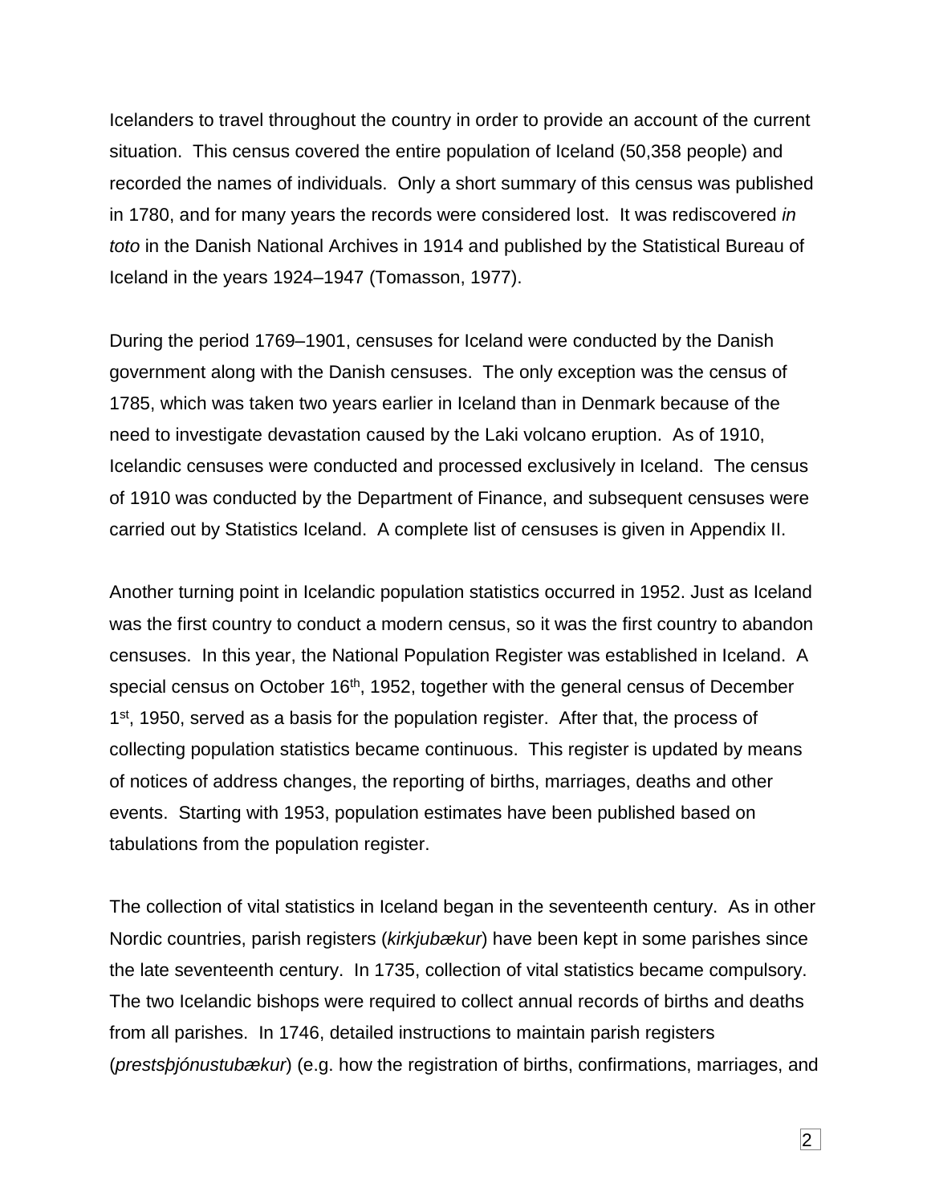Icelanders to travel throughout the country in order to provide an account of the current situation. This census covered the entire population of Iceland (50,358 people) and recorded the names of individuals. Only a short summary of this census was published in 1780, and for many years the records were considered lost. It was rediscovered *in toto* in the Danish National Archives in 1914 and published by the Statistical Bureau of Iceland in the years 1924–1947 (Tomasson, 1977).

During the period 1769–1901, censuses for Iceland were conducted by the Danish government along with the Danish censuses. The only exception was the census of 1785, which was taken two years earlier in Iceland than in Denmark because of the need to investigate devastation caused by the Laki volcano eruption. As of 1910, Icelandic censuses were conducted and processed exclusively in Iceland. The census of 1910 was conducted by the Department of Finance, and subsequent censuses were carried out by Statistics Iceland. A complete list of censuses is given in Appendix II.

Another turning point in Icelandic population statistics occurred in 1952. Just as Iceland was the first country to conduct a modern census, so it was the first country to abandon censuses. In this year, the National Population Register was established in Iceland. A special census on October 16th, 1952, together with the general census of December 1st, 1950, served as a basis for the population register. After that, the process of collecting population statistics became continuous. This register is updated by means of notices of address changes, the reporting of births, marriages, deaths and other events. Starting with 1953, population estimates have been published based on tabulations from the population register.

The collection of vital statistics in Iceland began in the seventeenth century. As in other Nordic countries, parish registers (*kirkjubækur*) have been kept in some parishes since the late seventeenth century. In 1735, collection of vital statistics became compulsory. The two Icelandic bishops were required to collect annual records of births and deaths from all parishes. In 1746, detailed instructions to maintain parish registers (*prestsþjónustubækur*) (e.g. how the registration of births, confirmations, marriages, and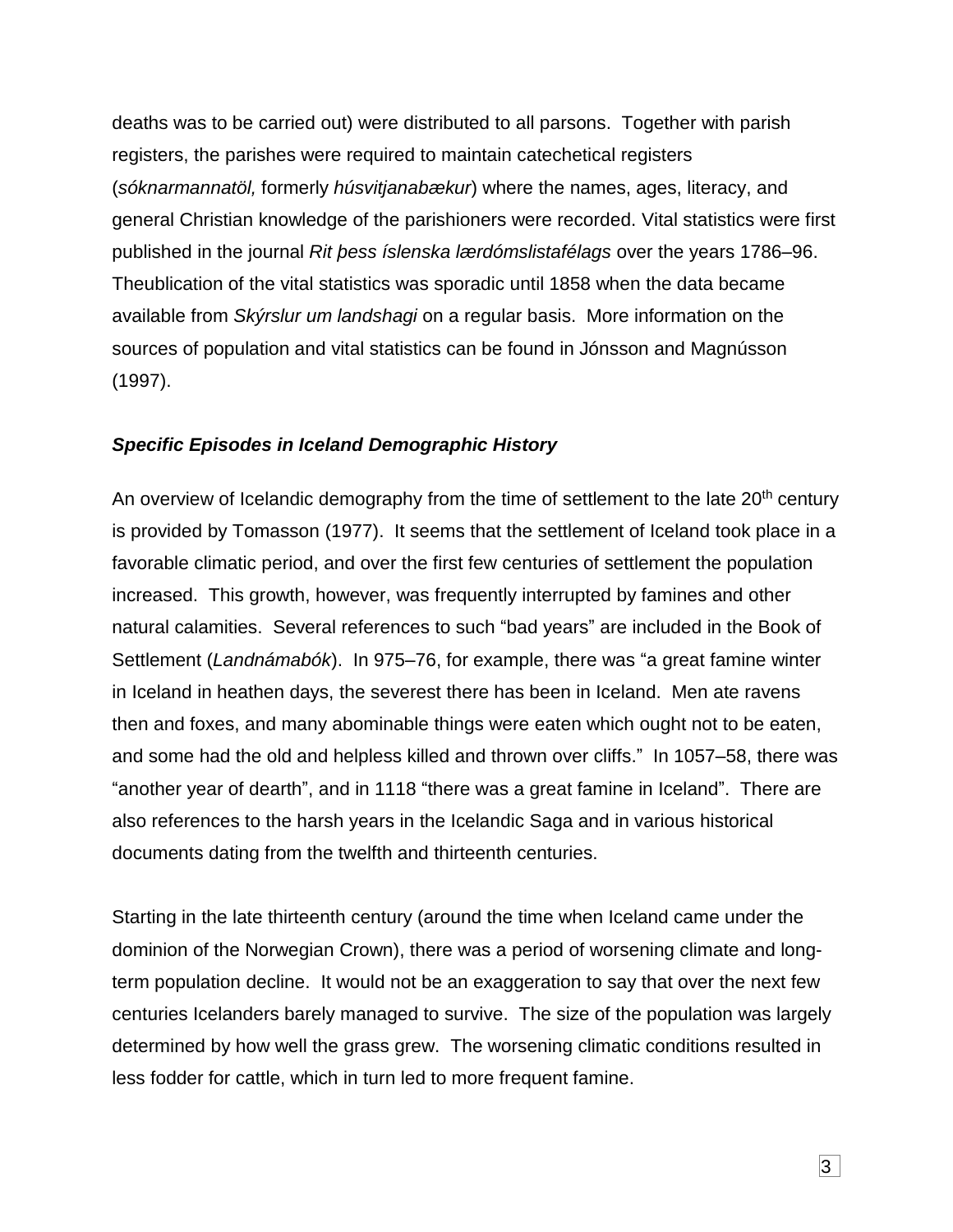deaths was to be carried out) were distributed to all parsons. Together with parish registers, the parishes were required to maintain catechetical registers (*sóknarmannatöl,* formerly *húsvitjanabækur*) where the names, ages, literacy, and general Christian knowledge of the parishioners were recorded. Vital statistics were first published in the journal *Rit þess íslenska lærdómslistafélags* over the years 1786–96. Theublication of the vital statistics was sporadic until 1858 when the data became available from *Skýrslur um landshagi* on a regular basis. More information on the sources of population and vital statistics can be found in Jónsson and Magnússon (1997).

### *Specific Episodes in Iceland Demographic History*

An overview of Icelandic demography from the time of settlement to the late 20$^{th}$ century is provided by Tomasson (1977). It seems that the settlement of Iceland took place in a favorable climatic period, and over the first few centuries of settlement the population increased. This growth, however, was frequently interrupted by famines and other natural calamities. Several references to such "bad years" are included in the Book of Settlement (*Landnámabók*). In 975–76, for example, there was "a great famine winter in Iceland in heathen days, the severest there has been in Iceland. Men ate ravens then and foxes, and many abominable things were eaten which ought not to be eaten, and some had the old and helpless killed and thrown over cliffs." In 1057–58, there was "another year of dearth", and in 1118 "there was a great famine in Iceland". There are also references to the harsh years in the Icelandic Saga and in various historical documents dating from the twelfth and thirteenth centuries.

Starting in the late thirteenth century (around the time when Iceland came under the dominion of the Norwegian Crown), there was a period of worsening climate and long-term population decline. It would not be an exaggeration to say that over the next few centuries Icelanders barely managed to survive. The size of the population was largely determined by how well the grass grew. The worsening climatic conditions resulted in less fodder for cattle, which in turn led to more frequent famine.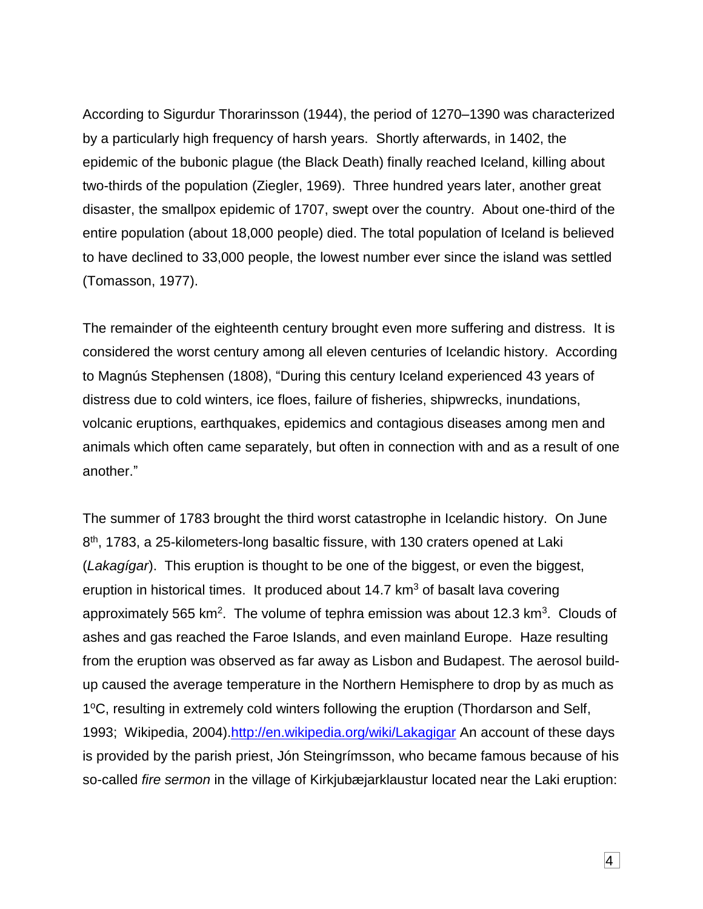According to Sigurdur Thorarinsson (1944), the period of 1270–1390 was characterized by a particularly high frequency of harsh years. Shortly afterwards, in 1402, the epidemic of the bubonic plague (the Black Death) finally reached Iceland, killing about two-thirds of the population (Ziegler, 1969). Three hundred years later, another great disaster, the smallpox epidemic of 1707, swept over the country. About one-third of the entire population (about 18,000 people) died. The total population of Iceland is believed to have declined to 33,000 people, the lowest number ever since the island was settled (Tomasson, 1977).

The remainder of the eighteenth century brought even more suffering and distress. It is considered the worst century among all eleven centuries of Icelandic history. According to Magnús Stephensen (1808), "During this century Iceland experienced 43 years of distress due to cold winters, ice floes, failure of fisheries, shipwrecks, inundations, volcanic eruptions, earthquakes, epidemics and contagious diseases among men and animals which often came separately, but often in connection with and as a result of one another."

The summer of 1783 brought the third worst catastrophe in Icelandic history. On June 8th, 1783, a 25-kilometers-long basaltic fissure, with 130 craters opened at Laki (*Lakagígar*). This eruption is thought to be one of the biggest, or even the biggest, eruption in historical times. It produced about 14.7 $km^3$ of basalt lava covering approximately 565 $km^2$. The volume of tephra emission was about 12.3 $km^3$. Clouds of ashes and gas reached the Faroe Islands, and even mainland Europe. Haze resulting from the eruption was observed as far away as Lisbon and Budapest. The aerosol build-up caused the average temperature in the Northern Hemisphere to drop by as much as 1°C, resulting in extremely cold winters following the eruption (Thordarson and Self, 1993; Wikipedia, 2004).http://en.wikipedia.org/wiki/Lakagigar An account of these days is provided by the parish priest, Jón Steingrímsson, who became famous because of his so-called *fire sermon* in the village of Kirkjubæjarklaustur located near the Laki eruption: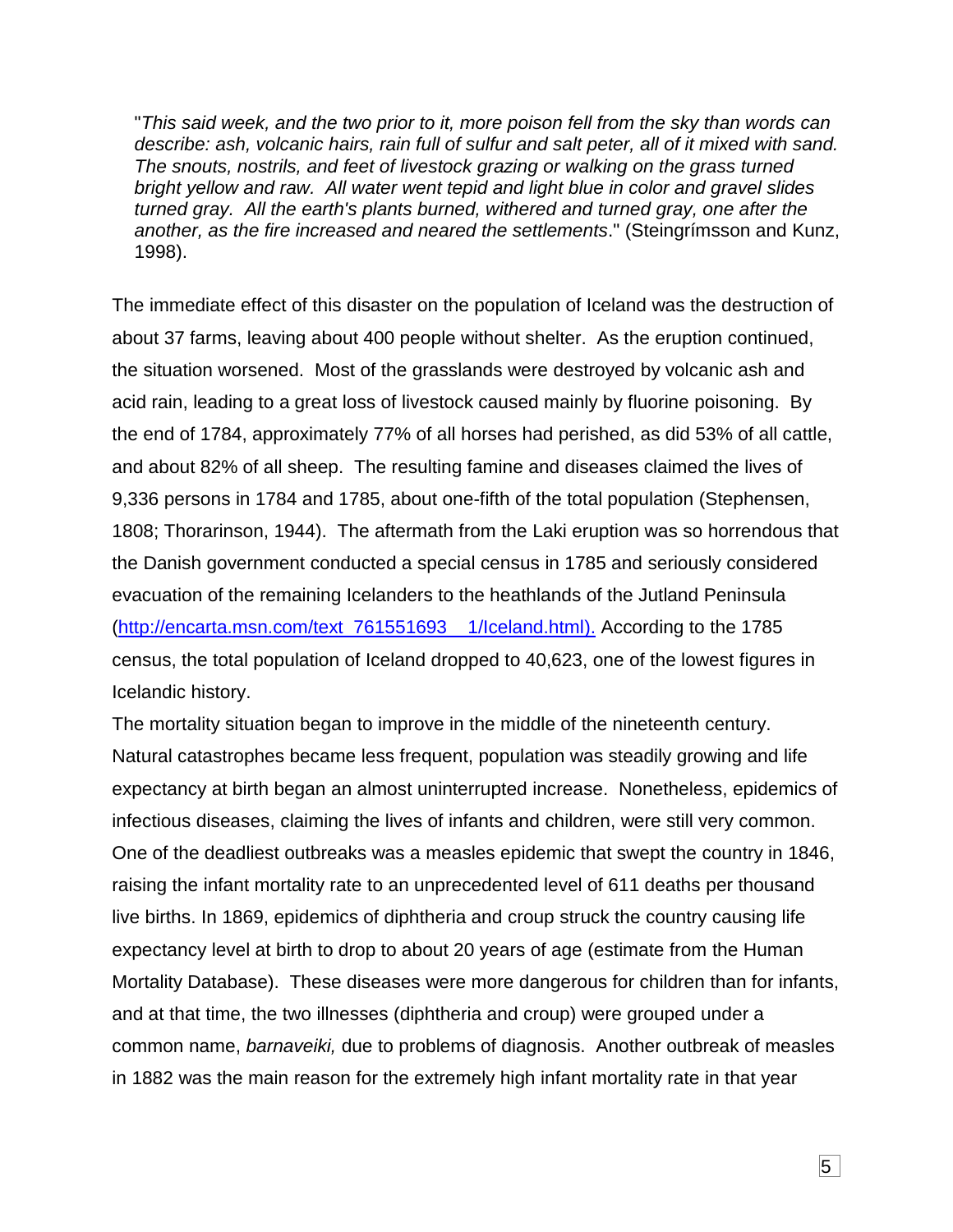"*This said week, and the two prior to it, more poison fell from the sky than words can describe: ash, volcanic hairs, rain full of sulfur and salt peter, all of it mixed with sand. The snouts, nostrils, and feet of livestock grazing or walking on the grass turned bright yellow and raw. All water went tepid and light blue in color and gravel slides turned gray. All the earth's plants burned, withered and turned gray, one after the another, as the fire increased and neared the settlements*." (Steingrímsson and Kunz, 1998).

The immediate effect of this disaster on the population of Iceland was the destruction of about 37 farms, leaving about 400 people without shelter. As the eruption continued, the situation worsened. Most of the grasslands were destroyed by volcanic ash and acid rain, leading to a great loss of livestock caused mainly by fluorine poisoning. By the end of 1784, approximately 77% of all horses had perished, as did 53% of all cattle, and about 82% of all sheep. The resulting famine and diseases claimed the lives of 9,336 persons in 1784 and 1785, about one-fifth of the total population (Stephensen, 1808; Thorarinson, 1944). The aftermath from the Laki eruption was so horrendous that the Danish government conducted a special census in 1785 and seriously considered evacuation of the remaining Icelanders to the heathlands of the Jutland Peninsula (http://encarta.msn.com/text_761551693___1/Iceland.html). According to the 1785 census, the total population of Iceland dropped to 40,623, one of the lowest figures in Icelandic history.

The mortality situation began to improve in the middle of the nineteenth century. Natural catastrophes became less frequent, population was steadily growing and life expectancy at birth began an almost uninterrupted increase. Nonetheless, epidemics of infectious diseases, claiming the lives of infants and children, were still very common. One of the deadliest outbreaks was a measles epidemic that swept the country in 1846, raising the infant mortality rate to an unprecedented level of 611 deaths per thousand live births. In 1869, epidemics of diphtheria and croup struck the country causing life expectancy level at birth to drop to about 20 years of age (estimate from the Human Mortality Database). These diseases were more dangerous for children than for infants, and at that time, the two illnesses (diphtheria and croup) were grouped under a common name, *barnaveiki,* due to problems of diagnosis. Another outbreak of measles in 1882 was the main reason for the extremely high infant mortality rate in that year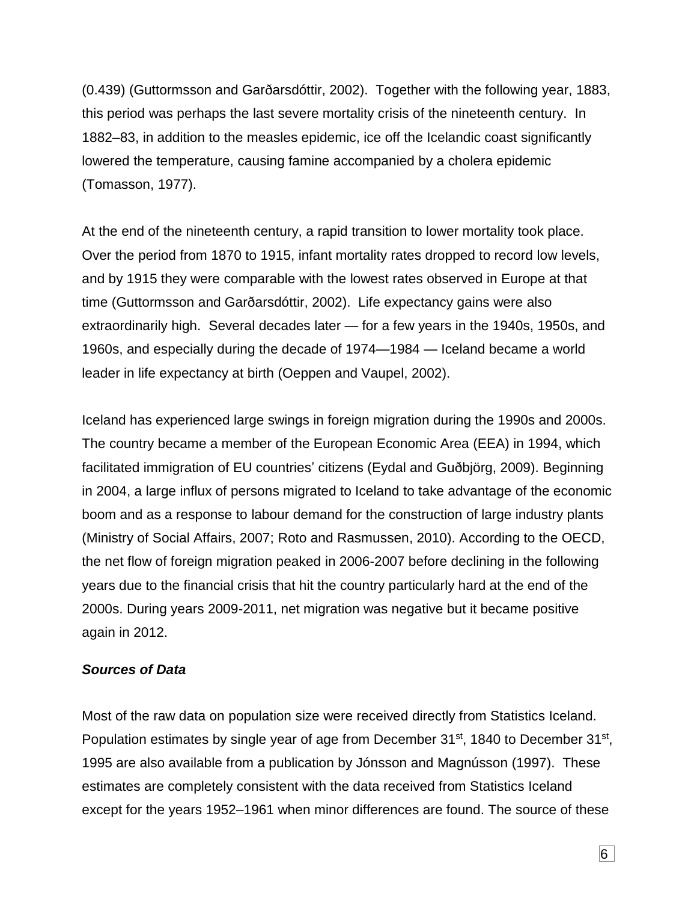(0.439) (Guttormsson and Garðarsdóttir, 2002). Together with the following year, 1883, this period was perhaps the last severe mortality crisis of the nineteenth century. In 1882–83, in addition to the measles epidemic, ice off the Icelandic coast significantly lowered the temperature, causing famine accompanied by a cholera epidemic (Tomasson, 1977).

At the end of the nineteenth century, a rapid transition to lower mortality took place. Over the period from 1870 to 1915, infant mortality rates dropped to record low levels, and by 1915 they were comparable with the lowest rates observed in Europe at that time (Guttormsson and Garðarsdóttir, 2002). Life expectancy gains were also extraordinarily high. Several decades later — for a few years in the 1940s, 1950s, and 1960s, and especially during the decade of 1974—1984 — Iceland became a world leader in life expectancy at birth (Oeppen and Vaupel, 2002).

Iceland has experienced large swings in foreign migration during the 1990s and 2000s. The country became a member of the European Economic Area (EEA) in 1994, which facilitated immigration of EU countries' citizens (Eydal and Guðbjörg, 2009). Beginning in 2004, a large influx of persons migrated to Iceland to take advantage of the economic boom and as a response to labour demand for the construction of large industry plants (Ministry of Social Affairs, 2007; Roto and Rasmussen, 2010). According to the OECD, the net flow of foreign migration peaked in 2006-2007 before declining in the following years due to the financial crisis that hit the country particularly hard at the end of the 2000s. During years 2009-2011, net migration was negative but it became positive again in 2012.

***Sources of Data***

Most of the raw data on population size were received directly from Statistics Iceland. Population estimates by single year of age from December 31st, 1840 to December 31st, 1995 are also available from a publication by Jónsson and Magnússon (1997). These estimates are completely consistent with the data received from Statistics Iceland except for the years 1952–1961 when minor differences are found. The source of these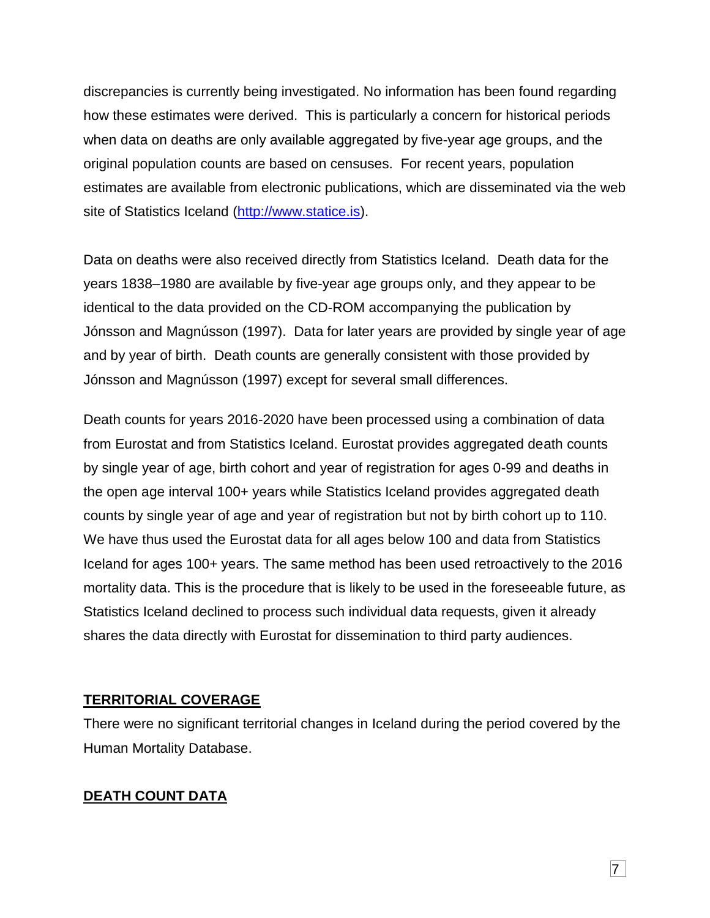discrepancies is currently being investigated. No information has been found regarding how these estimates were derived. This is particularly a concern for historical periods when data on deaths are only available aggregated by five-year age groups, and the original population counts are based on censuses. For recent years, population estimates are available from electronic publications, which are disseminated via the web site of Statistics Iceland (http://www.statice.is).

Data on deaths were also received directly from Statistics Iceland. Death data for the years 1838–1980 are available by five-year age groups only, and they appear to be identical to the data provided on the CD-ROM accompanying the publication by Jónsson and Magnússon (1997). Data for later years are provided by single year of age and by year of birth. Death counts are generally consistent with those provided by Jónsson and Magnússon (1997) except for several small differences.

Death counts for years 2016-2020 have been processed using a combination of data from Eurostat and from Statistics Iceland. Eurostat provides aggregated death counts by single year of age, birth cohort and year of registration for ages 0-99 and deaths in the open age interval 100+ years while Statistics Iceland provides aggregated death counts by single year of age and year of registration but not by birth cohort up to 110. We have thus used the Eurostat data for all ages below 100 and data from Statistics Iceland for ages 100+ years. The same method has been used retroactively to the 2016 mortality data. This is the procedure that is likely to be used in the foreseeable future, as Statistics Iceland declined to process such individual data requests, given it already shares the data directly with Eurostat for dissemination to third party audiences.

## TERRITORIAL COVERAGE

There were no significant territorial changes in Iceland during the period covered by the Human Mortality Database.

## DEATH COUNT DATA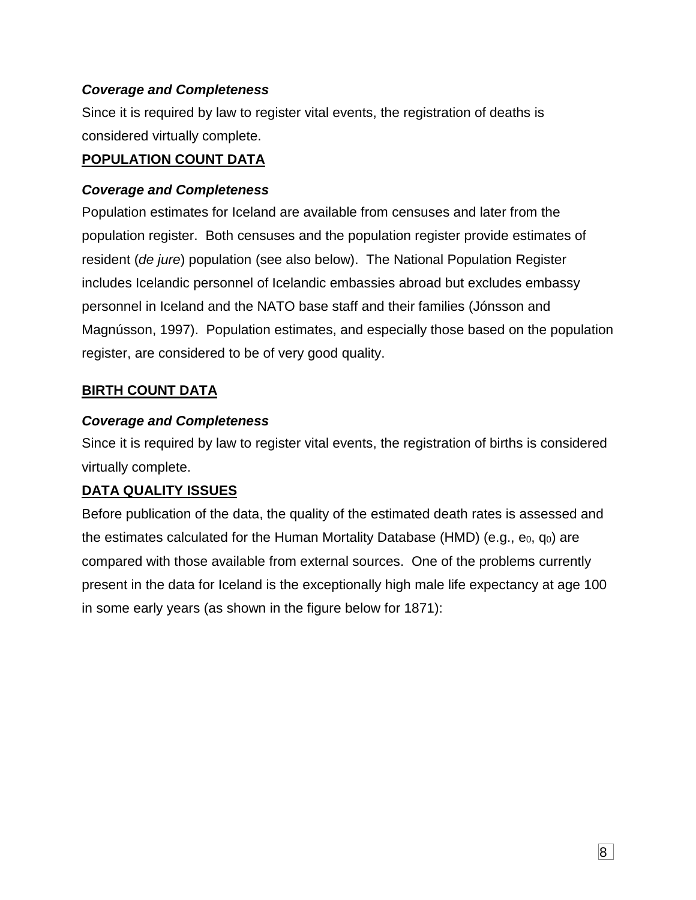### *Coverage and Completeness*

Since it is required by law to register vital events, the registration of deaths is considered virtually complete.

## POPULATION COUNT DATA

### *Coverage and Completeness*

Population estimates for Iceland are available from censuses and later from the population register. Both censuses and the population register provide estimates of resident (*de jure*) population (see also below). The National Population Register includes Icelandic personnel of Icelandic embassies abroad but excludes embassy personnel in Iceland and the NATO base staff and their families (Jónsson and Magnússon, 1997). Population estimates, and especially those based on the population register, are considered to be of very good quality.

## BIRTH COUNT DATA

### *Coverage and Completeness*

Since it is required by law to register vital events, the registration of births is considered virtually complete.

## DATA QUALITY ISSUES

Before publication of the data, the quality of the estimated death rates is assessed and the estimates calculated for the Human Mortality Database (HMD) (e.g., $e_0$, $q_0$) are compared with those available from external sources. One of the problems currently present in the data for Iceland is the exceptionally high male life expectancy at age 100 in some early years (as shown in the figure below for 1871):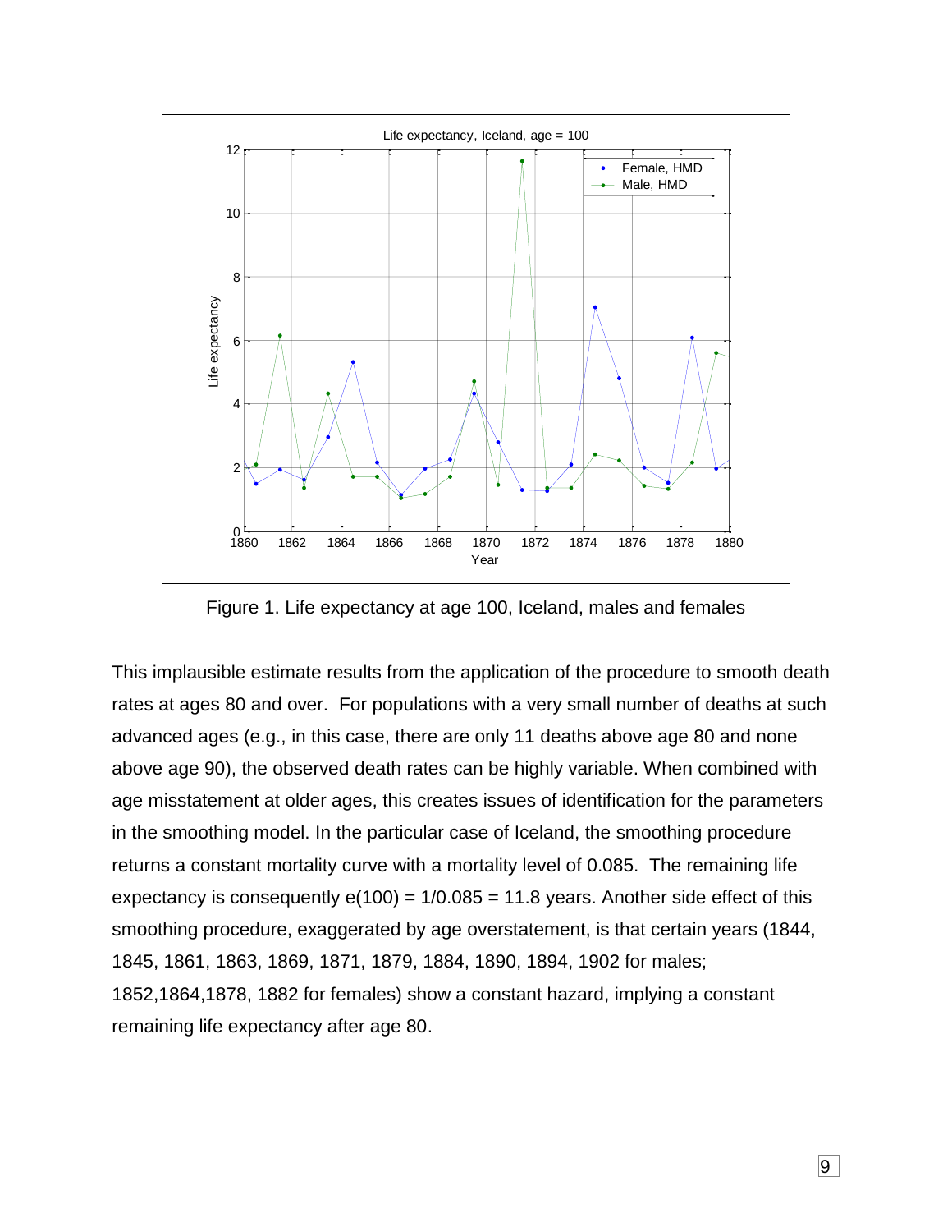Figure 1. Life expectancy at age 100, Iceland, males and females

This implausible estimate results from the application of the procedure to smooth death rates at ages 80 and over. For populations with a very small number of deaths at such advanced ages (e.g., in this case, there are only 11 deaths above age 80 and none above age 90), the observed death rates can be highly variable. When combined with age misstatement at older ages, this creates issues of identification for the parameters in the smoothing model. In the particular case of Iceland, the smoothing procedure returns a constant mortality curve with a mortality level of 0.085. The remaining life expectancy is consequently e(100) = 1/0.085 = 11.8 years. Another side effect of this smoothing procedure, exaggerated by age overstatement, is that certain years (1844, 1845, 1861, 1863, 1869, 1871, 1879, 1884, 1890, 1894, 1902 for males; 1852,1864,1878, 1882 for females) show a constant hazard, implying a constant remaining life expectancy after age 80.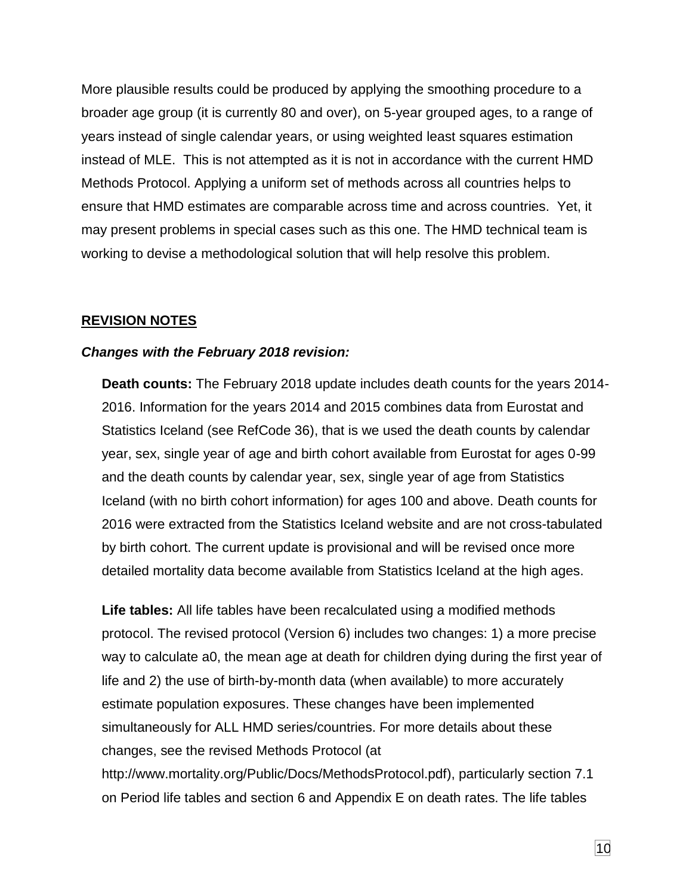More plausible results could be produced by applying the smoothing procedure to a broader age group (it is currently 80 and over), on 5-year grouped ages, to a range of years instead of single calendar years, or using weighted least squares estimation instead of MLE. This is not attempted as it is not in accordance with the current HMD Methods Protocol. Applying a uniform set of methods across all countries helps to ensure that HMD estimates are comparable across time and across countries. Yet, it may present problems in special cases such as this one. The HMD technical team is working to devise a methodological solution that will help resolve this problem.

## <u>REVISION NOTES</u>

### *Changes with the February 2018 revision:*

**Death counts:** The February 2018 update includes death counts for the years 2014-2016. Information for the years 2014 and 2015 combines data from Eurostat and Statistics Iceland (see RefCode 36), that is we used the death counts by calendar year, sex, single year of age and birth cohort available from Eurostat for ages 0-99 and the death counts by calendar year, sex, single year of age from Statistics Iceland (with no birth cohort information) for ages 100 and above. Death counts for 2016 were extracted from the Statistics Iceland website and are not cross-tabulated by birth cohort. The current update is provisional and will be revised once more detailed mortality data become available from Statistics Iceland at the high ages.

**Life tables:** All life tables have been recalculated using a modified methods protocol. The revised protocol (Version 6) includes two changes: 1) a more precise way to calculate a0, the mean age at death for children dying during the first year of life and 2) the use of birth-by-month data (when available) to more accurately estimate population exposures. These changes have been implemented simultaneously for ALL HMD series/countries. For more details about these changes, see the revised Methods Protocol (at http://www.mortality.org/Public/Docs/MethodsProtocol.pdf), particularly section 7.1 on Period life tables and section 6 and Appendix E on death rates. The life tables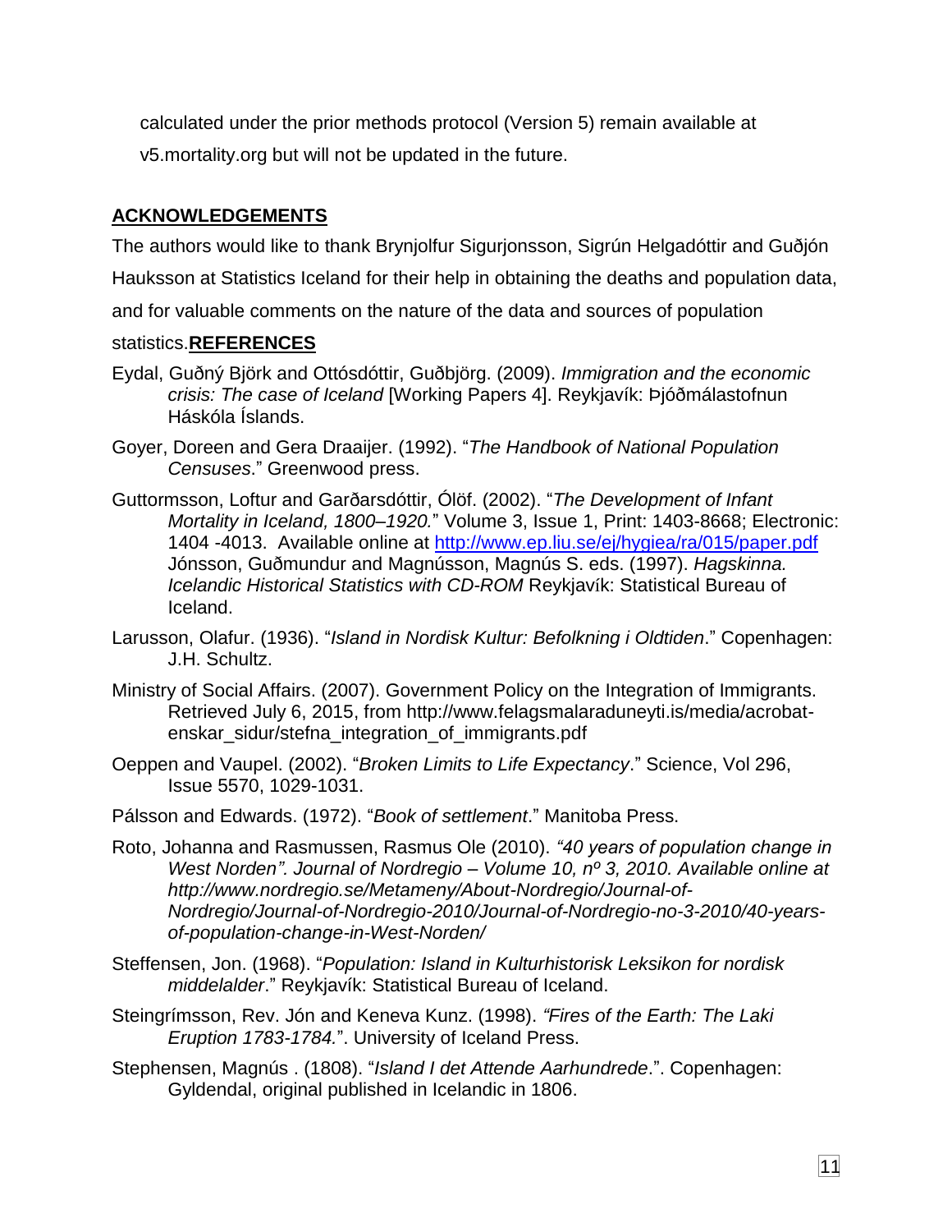calculated under the prior methods protocol (Version 5) remain available at v5.mortality.org but will not be updated in the future.

## ACKNOWLEDGEMENTS

The authors would like to thank Brynjolfur Sigurjonsson, Sigrún Helgadóttir and Guðjón Hauksson at Statistics Iceland for their help in obtaining the deaths and population data, and for valuable comments on the nature of the data and sources of population statistics.

## REFERENCES

Eydal, Guðný Björk and Ottósdóttir, Guðbjörg. (2009). *Immigration and the economic crisis: The case of Iceland* [Working Papers 4]. Reykjavík: Þjóðmálastofnun Háskóla Íslands.

Goyer, Doreen and Gera Draaijer. (1992). "*The Handbook of National Population Censuses*." Greenwood press.

Guttormsson, Loftur and Garðarsdóttir, Ólöf. (2002). "*The Development of Infant Mortality in Iceland, 1800–1920.*" Volume 3, Issue 1, Print: 1403-8668; Electronic: 1404 -4013. Available online at http://www.ep.liu.se/ej/hygiea/ra/015/paper.pdf Jónsson, Guðmundur and Magnússon, Magnús S. eds. (1997). *Hagskinna. Icelandic Historical Statistics with CD-ROM* Reykjavík: Statistical Bureau of Iceland.

Larusson, Olafur. (1936). "*Island in Nordisk Kultur: Befolkning i Oldtiden*." Copenhagen: J.H. Schultz.

Ministry of Social Affairs. (2007). Government Policy on the Integration of Immigrants. Retrieved July 6, 2015, from http://www.felagsmalaraduneyti.is/media/acrobat-enskar_sidur/stefna_integration_of_immigrants.pdf

Oeppen and Vaupel. (2002). "*Broken Limits to Life Expectancy*." Science, Vol 296, Issue 5570, 1029-1031.

Pálsson and Edwards. (1972). "*Book of settlement*." Manitoba Press.

Roto, Johanna and Rasmussen, Rasmus Ole (2010). *"40 years of population change in West Norden". Journal of Nordregio – Volume 10, nº 3, 2010. Available online at http://www.nordregio.se/Metameny/About-Nordregio/Journal-of-Nordregio/Journal-of-Nordregio-2010/Journal-of-Nordregio-no-3-2010/40-years-of-population-change-in-West-Norden/*

Steffensen, Jon. (1968). "*Population: Island in Kulturhistorisk Leksikon for nordisk middelalder*." Reykjavík: Statistical Bureau of Iceland.

Steingrímsson, Rev. Jón and Keneva Kunz. (1998). *"Fires of the Earth: The Laki Eruption 1783-1784."*. University of Iceland Press.

Stephensen, Magnús . (1808). "*Island I det Attende Aarhundrede*.". Copenhagen: Gyldendal, original published in Icelandic in 1806.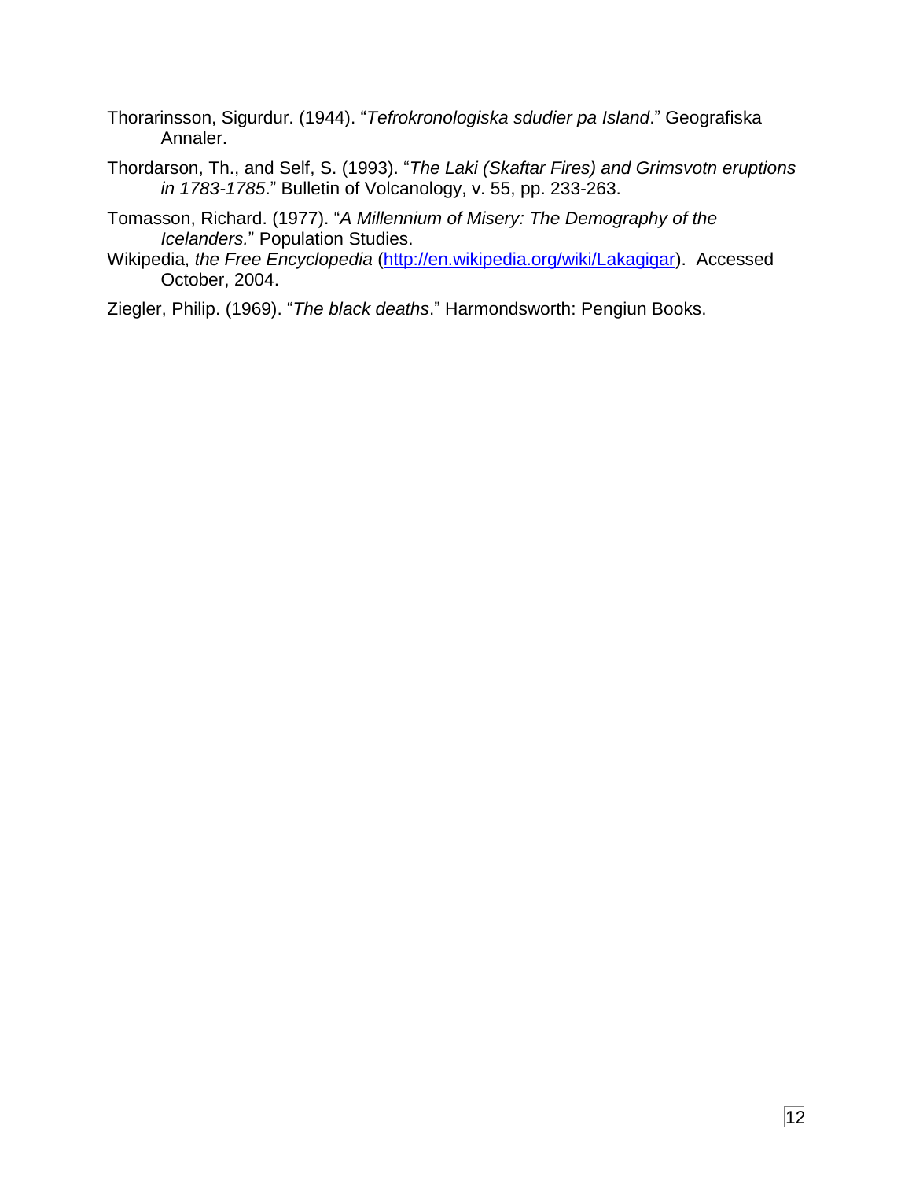Thorarinsson, Sigurdur. (1944). "*Tefrokronologiska sdudier pa Island*." Geografiska Annaler.

Thordarson, Th., and Self, S. (1993). "*The Laki (Skaftar Fires) and Grimsvotn eruptions in 1783-1785*." Bulletin of Volcanology, v. 55, pp. 233-263.

Tomasson, Richard. (1977). "*A Millennium of Misery: The Demography of the Icelanders.*" Population Studies.

Wikipedia, *the Free Encyclopedia* (http://en.wikipedia.org/wiki/Lakagigar). Accessed October, 2004.

Ziegler, Philip. (1969). "*The black deaths*." Harmondsworth: Pengiun Books.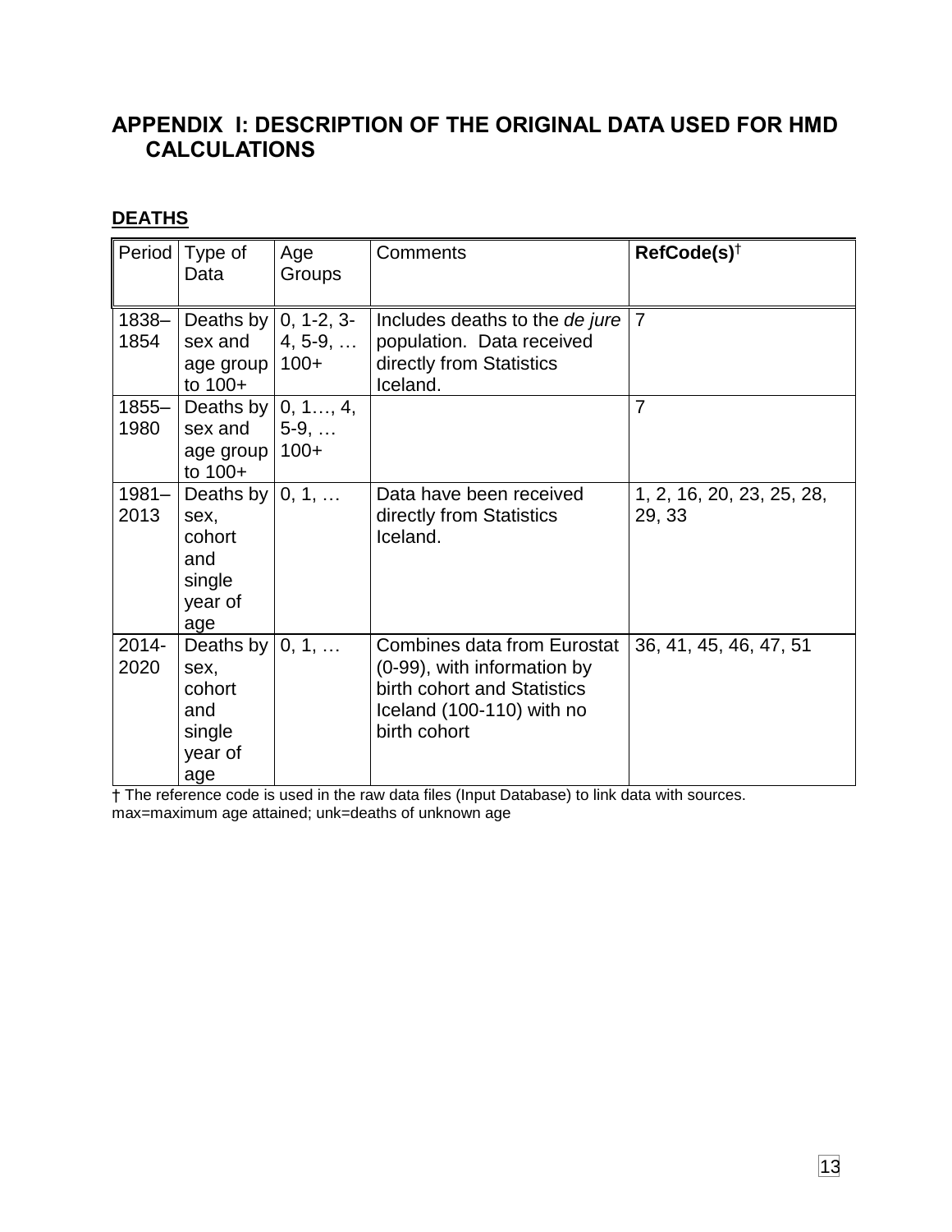# APPENDIX I: DESCRIPTION OF THE ORIGINAL DATA USED FOR HMD CALCULATIONS

## DEATHS

| Period | Type of Data | Age Groups | Comments | **RefCode(s)**† |
|---|---|---|---|---|
| 1838–1854 | Deaths by sex and age group to 100+ | 0, 1-2, 3-4, 5-9, … 100+ | Includes deaths to the *de jure* population. Data received directly from Statistics Iceland. | 7 |
| 1855–1980 | Deaths by sex and age group to 100+ | 0, 1…, 4, 5-9, … 100+ | | 7 |
| 1981–2013 | Deaths by sex, cohort and single year of age | 0, 1, … | Data have been received directly from Statistics Iceland. | 1, 2, 16, 20, 23, 25, 28, 29, 33 |
| 2014-2020 | Deaths by sex, cohort and single year of age | 0, 1, … | Combines data from Eurostat (0-99), with information by birth cohort and Statistics Iceland (100-110) with no birth cohort | 36, 41, 45, 46, 47, 51 |

† The reference code is used in the raw data files (Input Database) to link data with sources.
max=maximum age attained; unk=deaths of unknown age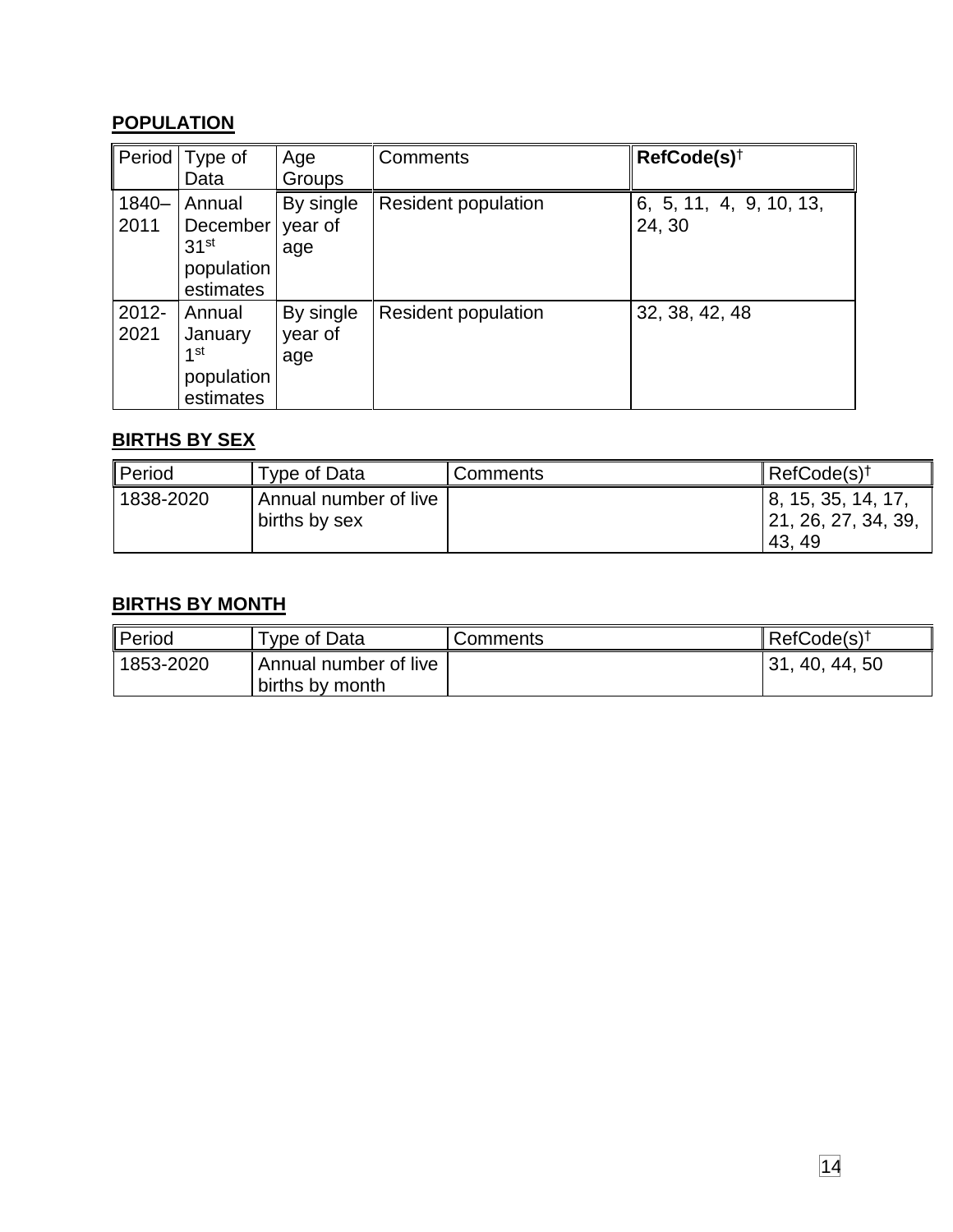**POPULATION**

| Period | Type of Data | Age Groups | Comments | **RefCode(s)†** |
|---|---|---|---|---|
| 1840–2011 | Annual December 31st population estimates | By single year of age | Resident population | 6, 5, 11, 4, 9, 10, 13, 24, 30 |
| 2012-2021 | Annual January 1st population estimates | By single year of age | Resident population | 32, 38, 42, 48 |

**BIRTHS BY SEX**

| Period | Type of Data | Comments | RefCode(s)† |
|---|---|---|---|
| 1838-2020 | Annual number of live births by sex | | 8, 15, 35, 14, 17, 21, 26, 27, 34, 39, 43, 49 |

**BIRTHS BY MONTH**

| Period | Type of Data | Comments | RefCode(s)† |
|---|---|---|---|
| 1853-2020 | Annual number of live births by month | | 31, 40, 44, 50 |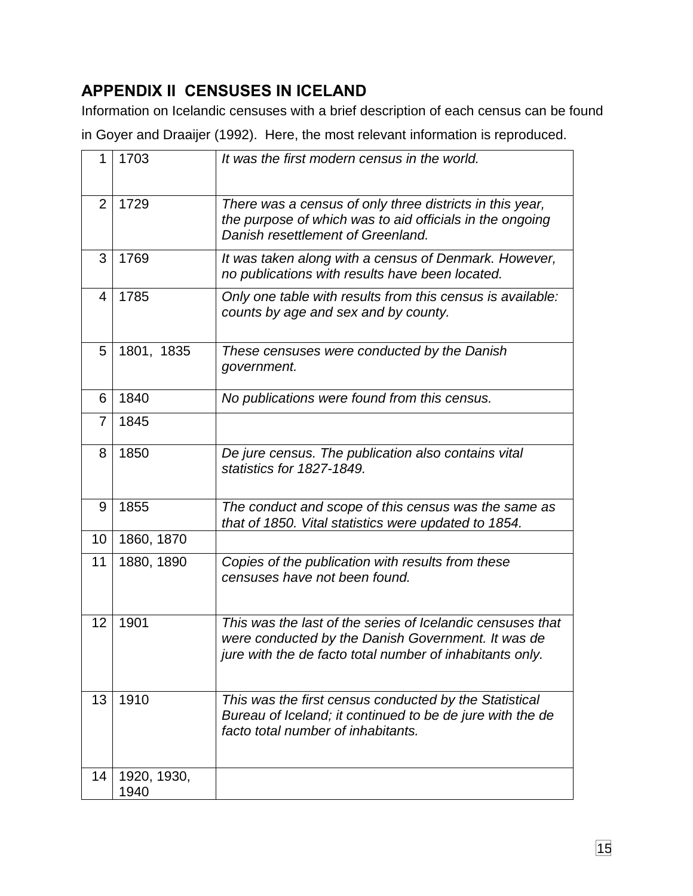## APPENDIX II CENSUSES IN ICELAND

Information on Icelandic censuses with a brief description of each census can be found in Goyer and Draaijer (1992). Here, the most relevant information is reproduced.

| | | |
|---|---|---|
| 1 | 1703 | *It was the first modern census in the world.* |
| 2 | 1729 | *There was a census of only three districts in this year, the purpose of which was to aid officials in the ongoing Danish resettlement of Greenland.* |
| 3 | 1769 | *It was taken along with a census of Denmark. However, no publications with results have been located.* |
| 4 | 1785 | *Only one table with results from this census is available: counts by age and sex and by county.* |
| 5 | 1801, 1835 | *These censuses were conducted by the Danish government.* |
| 6 | 1840 | *No publications were found from this census.* |
| 7 | 1845 | |
| 8 | 1850 | *De jure census. The publication also contains vital statistics for 1827-1849.* |
| 9 | 1855 | *The conduct and scope of this census was the same as that of 1850. Vital statistics were updated to 1854.* |
| 10 | 1860, 1870 | |
| 11 | 1880, 1890 | *Copies of the publication with results from these censuses have not been found.* |
| 12 | 1901 | *This was the last of the series of Icelandic censuses that were conducted by the Danish Government. It was de jure with the de facto total number of inhabitants only.* |
| 13 | 1910 | *This was the first census conducted by the Statistical Bureau of Iceland; it continued to be de jure with the de facto total number of inhabitants.* |
| 14 | 1920, 1930, 1940 | |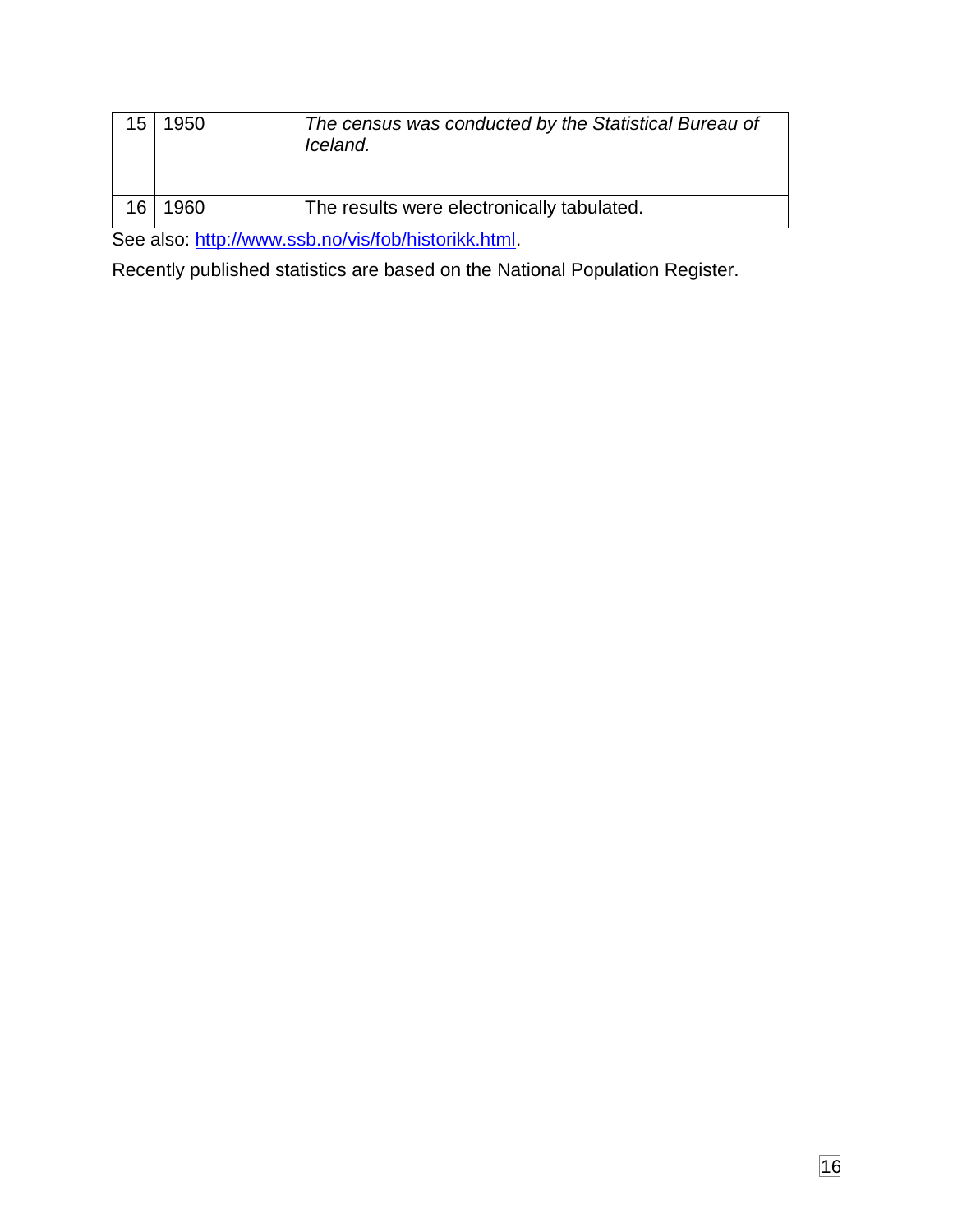| | | |
|---|---|---|
| 15 | 1950 | *The census was conducted by the Statistical Bureau of Iceland.* |
| 16 | 1960 | The results were electronically tabulated. |

See also: http://www.ssb.no/vis/fob/historikk.html.

Recently published statistics are based on the National Population Register.